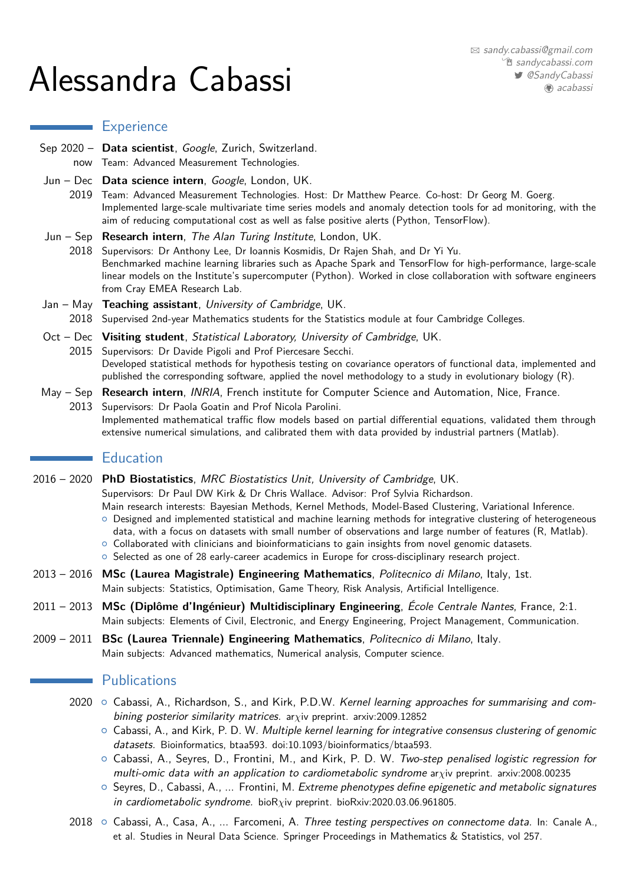# Alessandra Cabassi

sandy.cabassi@gmail.com
sandycabassi.com
@SandyCabassi
acabassi

## Experience

**Sep 2020 – now** — **Data scientist**, *Google*, Zurich, Switzerland.
Team: Advanced Measurement Technologies.

**Jun – Dec 2019** — **Data science intern**, *Google*, London, UK.
Team: Advanced Measurement Technologies. Host: Dr Matthew Pearce. Co-host: Dr Georg M. Goerg.
Implemented large-scale multivariate time series models and anomaly detection tools for ad monitoring, with the aim of reducing computational cost as well as false positive alerts (Python, TensorFlow).

**Jun – Sep 2018** — **Research intern**, *The Alan Turing Institute*, London, UK.
Supervisors: Dr Anthony Lee, Dr Ioannis Kosmidis, Dr Rajen Shah, and Dr Yi Yu.
Benchmarked machine learning libraries such as Apache Spark and TensorFlow for high-performance, large-scale linear models on the Institute's supercomputer (Python). Worked in close collaboration with software engineers from Cray EMEA Research Lab.

**Jan – May 2018** — **Teaching assistant**, *University of Cambridge*, UK.
Supervised 2nd-year Mathematics students for the Statistics module at four Cambridge Colleges.

**Oct – Dec 2015** — **Visiting student**, *Statistical Laboratory, University of Cambridge*, UK.
Supervisors: Dr Davide Pigoli and Prof Piercesare Secchi.
Developed statistical methods for hypothesis testing on covariance operators of functional data, implemented and published the corresponding software, applied the novel methodology to a study in evolutionary biology (R).

**May – Sep 2013** — **Research intern**, *INRIA*, French institute for Computer Science and Automation, Nice, France.
Supervisors: Dr Paola Goatin and Prof Nicola Parolini.
Implemented mathematical traffic flow models based on partial differential equations, validated them through extensive numerical simulations, and calibrated them with data provided by industrial partners (Matlab).

## Education

**2016 – 2020** — **PhD Biostatistics**, *MRC Biostatistics Unit, University of Cambridge*, UK.
Supervisors: Dr Paul DW Kirk & Dr Chris Wallace. Advisor: Prof Sylvia Richardson.
Main research interests: Bayesian Methods, Kernel Methods, Model-Based Clustering, Variational Inference.
- Designed and implemented statistical and machine learning methods for integrative clustering of heterogeneous data, with a focus on datasets with small number of observations and large number of features (R, Matlab).
- Collaborated with clinicians and bioinformaticians to gain insights from novel genomic datasets.
- Selected as one of 28 early-career academics in Europe for cross-disciplinary research project.

**2013 – 2016** — **MSc (Laurea Magistrale) Engineering Mathematics**, *Politecnico di Milano*, Italy, 1st.
Main subjects: Statistics, Optimisation, Game Theory, Risk Analysis, Artificial Intelligence.

**2011 – 2013** — **MSc (Diplôme d'Ingénieur) Multidisciplinary Engineering**, *École Centrale Nantes*, France, 2:1.
Main subjects: Elements of Civil, Electronic, and Energy Engineering, Project Management, Communication.

**2009 – 2011** — **BSc (Laurea Triennale) Engineering Mathematics**, *Politecnico di Milano*, Italy.
Main subjects: Advanced mathematics, Numerical analysis, Computer science.

## Publications

**2020**
- Cabassi, A., Richardson, S., and Kirk, P.D.W. *Kernel learning approaches for summarising and combining posterior similarity matrices.* arχiv preprint. arxiv:2009.12852
- Cabassi, A., and Kirk, P. D. W. *Multiple kernel learning for integrative consensus clustering of genomic datasets.* Bioinformatics, btaa593. doi:10.1093/bioinformatics/btaa593.
- Cabassi, A., Seyres, D., Frontini, M., and Kirk, P. D. W. *Two-step penalised logistic regression for multi-omic data with an application to cardiometabolic syndrome* arχiv preprint. arxiv:2008.00235
- Seyres, D., Cabassi, A., ... Frontini, M. *Extreme phenotypes define epigenetic and metabolic signatures in cardiometabolic syndrome.* bioRχiv preprint. bioRxiv:2020.03.06.961805.

**2018**
- Cabassi, A., Casa, A., ... Farcomeni, A. *Three testing perspectives on connectome data.* In: Canale A., et al. Studies in Neural Data Science. Springer Proceedings in Mathematics & Statistics, vol 257.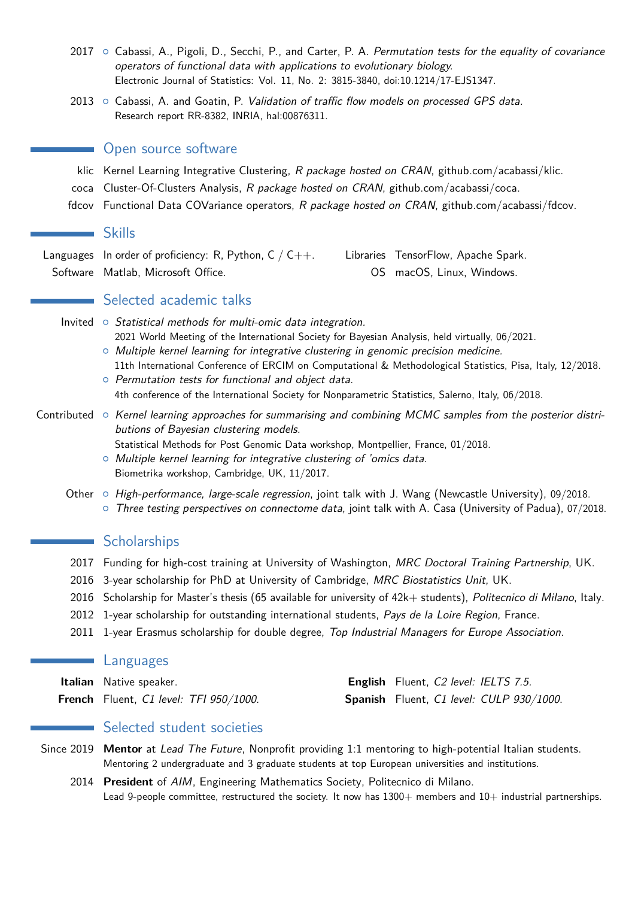- 2017 — Cabassi, A., Pigoli, D., Secchi, P., and Carter, P. A. *Permutation tests for the equality of covariance operators of functional data with applications to evolutionary biology.* Electronic Journal of Statistics: Vol. 11, No. 2: 3815-3840, doi:10.1214/17-EJS1347.
- 2013 — Cabassi, A. and Goatin, P. *Validation of traffic flow models on processed GPS data.* Research report RR-8382, INRIA, hal:00876311.

## Open source software

- **klic** — Kernel Learning Integrative Clustering, *R package hosted on CRAN*, github.com/acabassi/klic.
- **coca** — Cluster-Of-Clusters Analysis, *R package hosted on CRAN*, github.com/acabassi/coca.
- **fdcov** — Functional Data COVariance operators, *R package hosted on CRAN*, github.com/acabassi/fdcov.

## Skills

- **Languages** — In order of proficiency: R, Python, C / C++.
- **Libraries** — TensorFlow, Apache Spark.
- **Software** — Matlab, Microsoft Office.
- **OS** — macOS, Linux, Windows.

## Selected academic talks

**Invited**

- *Statistical methods for multi-omic data integration.* 2021 World Meeting of the International Society for Bayesian Analysis, held virtually, 06/2021.
- *Multiple kernel learning for integrative clustering in genomic precision medicine.* 11th International Conference of ERCIM on Computational & Methodological Statistics, Pisa, Italy, 12/2018.
- *Permutation tests for functional and object data.* 4th conference of the International Society for Nonparametric Statistics, Salerno, Italy, 06/2018.

**Contributed**

- *Kernel learning approaches for summarising and combining MCMC samples from the posterior distributions of Bayesian clustering models.* Statistical Methods for Post Genomic Data workshop, Montpellier, France, 01/2018.
- *Multiple kernel learning for integrative clustering of 'omics data.* Biometrika workshop, Cambridge, UK, 11/2017.

**Other**

- *High-performance, large-scale regression*, joint talk with J. Wang (Newcastle University), 09/2018.
- *Three testing perspectives on connectome data*, joint talk with A. Casa (University of Padua), 07/2018.

## Scholarships

- 2017 — Funding for high-cost training at University of Washington, *MRC Doctoral Training Partnership*, UK.
- 2016 — 3-year scholarship for PhD at University of Cambridge, *MRC Biostatistics Unit*, UK.
- 2016 — Scholarship for Master's thesis (65 available for university of 42k+ students), *Politecnico di Milano*, Italy.
- 2012 — 1-year scholarship for outstanding international students, *Pays de la Loire Region*, France.
- 2011 — 1-year Erasmus scholarship for double degree, *Top Industrial Managers for Europe Association*.

## Languages

- **Italian** — Native speaker.
- **English** — Fluent, *C2 level: IELTS 7.5.*
- **French** — Fluent, *C1 level: TFI 950/1000.*
- **Spanish** — Fluent, *C1 level: CULP 930/1000.*

## Selected student societies

- Since 2019 — **Mentor** at *Lead The Future*, Nonprofit providing 1:1 mentoring to high-potential Italian students. Mentoring 2 undergraduate and 3 graduate students at top European universities and institutions.
- 2014 — **President** of *AIM*, Engineering Mathematics Society, Politecnico di Milano. Lead 9-people committee, restructured the society. It now has 1300+ members and 10+ industrial partnerships.